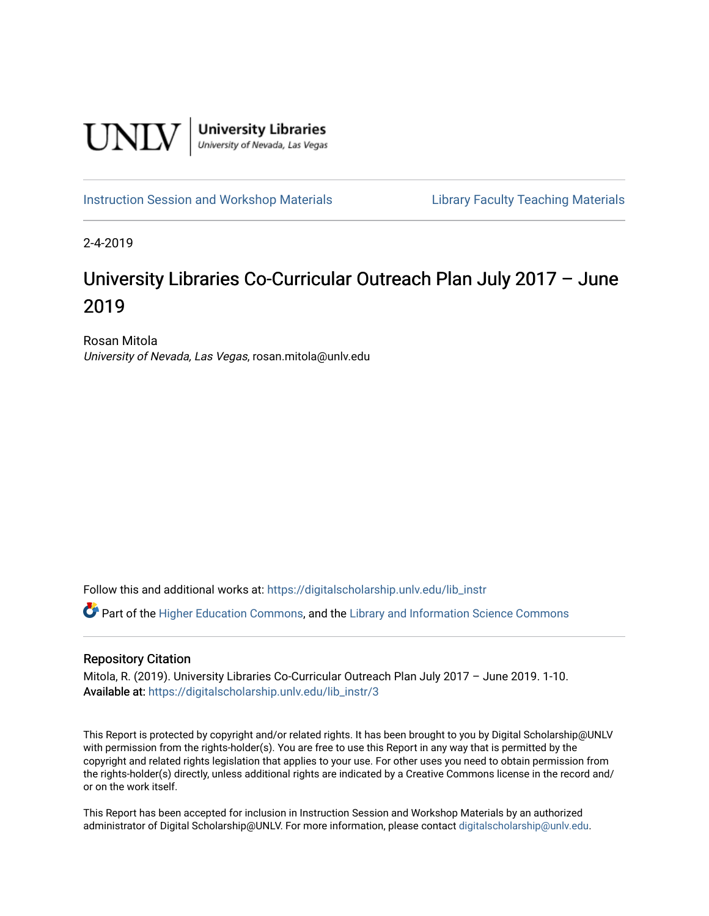UNLV | University Libraries
University of Nevada, Las Vegas

Instruction Session and Workshop Materials | Library Faculty Teaching Materials

2-4-2019

# University Libraries Co-Curricular Outreach Plan July 2017 – June 2019

Rosan Mitola
*University of Nevada, Las Vegas*, rosan.mitola@unlv.edu

Follow this and additional works at: https://digitalscholarship.unlv.edu/lib_instr

Part of the Higher Education Commons, and the Library and Information Science Commons

## Repository Citation

Mitola, R. (2019). University Libraries Co-Curricular Outreach Plan July 2017 – June 2019. 1-10.
**Available at:** https://digitalscholarship.unlv.edu/lib_instr/3

This Report is protected by copyright and/or related rights. It has been brought to you by Digital Scholarship@UNLV with permission from the rights-holder(s). You are free to use this Report in any way that is permitted by the copyright and related rights legislation that applies to your use. For other uses you need to obtain permission from the rights-holder(s) directly, unless additional rights are indicated by a Creative Commons license in the record and/or on the work itself.

This Report has been accepted for inclusion in Instruction Session and Workshop Materials by an authorized administrator of Digital Scholarship@UNLV. For more information, please contact digitalscholarship@unlv.edu.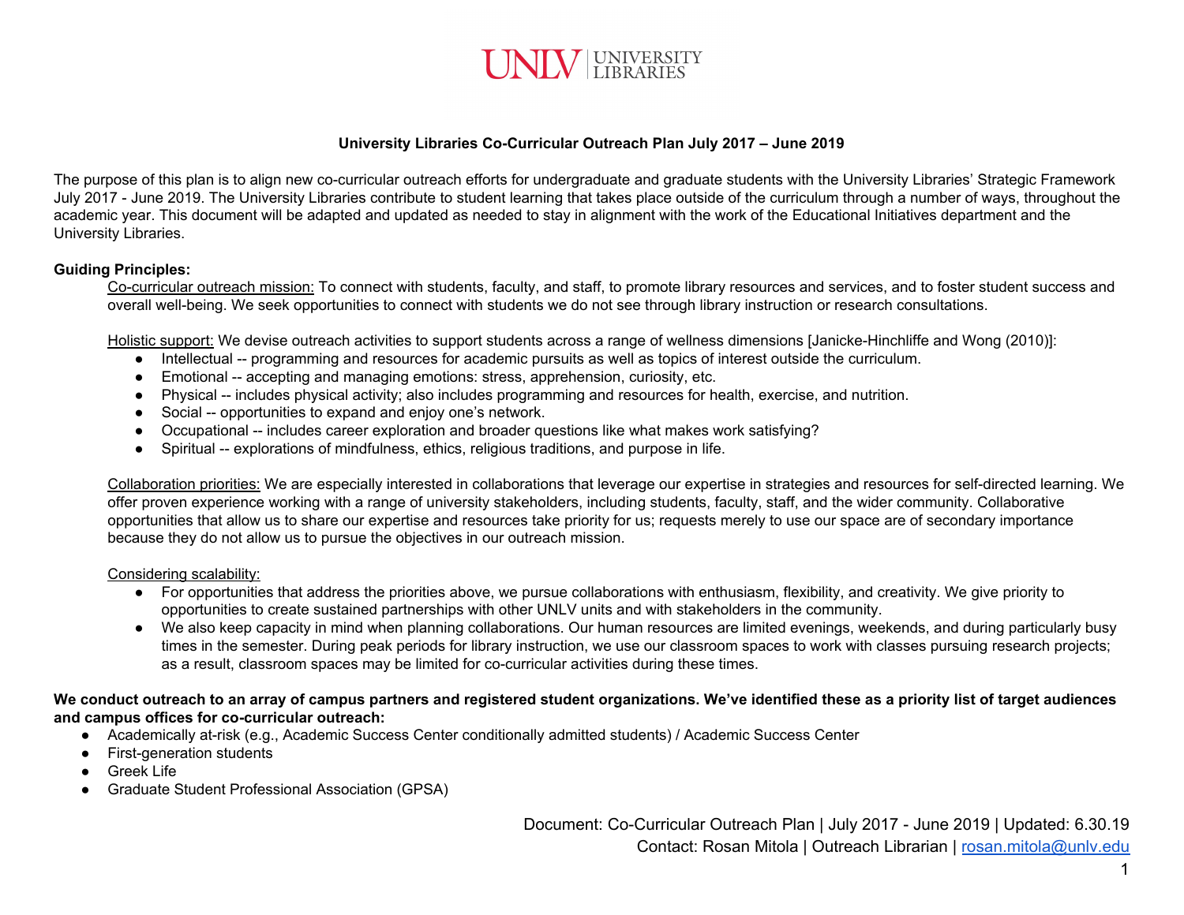**University Libraries Co-Curricular Outreach Plan July 2017 – June 2019**

The purpose of this plan is to align new co-curricular outreach efforts for undergraduate and graduate students with the University Libraries' Strategic Framework July 2017 - June 2019. The University Libraries contribute to student learning that takes place outside of the curriculum through a number of ways, throughout the academic year. This document will be adapted and updated as needed to stay in alignment with the work of the Educational Initiatives department and the University Libraries.

**Guiding Principles:**

Co-curricular outreach mission: To connect with students, faculty, and staff, to promote library resources and services, and to foster student success and overall well-being. We seek opportunities to connect with students we do not see through library instruction or research consultations.

Holistic support: We devise outreach activities to support students across a range of wellness dimensions [Janicke-Hinchliffe and Wong (2010)]:

- Intellectual -- programming and resources for academic pursuits as well as topics of interest outside the curriculum.
- Emotional -- accepting and managing emotions: stress, apprehension, curiosity, etc.
- Physical -- includes physical activity; also includes programming and resources for health, exercise, and nutrition.
- Social -- opportunities to expand and enjoy one's network.
- Occupational -- includes career exploration and broader questions like what makes work satisfying?
- Spiritual -- explorations of mindfulness, ethics, religious traditions, and purpose in life.

Collaboration priorities: We are especially interested in collaborations that leverage our expertise in strategies and resources for self-directed learning. We offer proven experience working with a range of university stakeholders, including students, faculty, staff, and the wider community. Collaborative opportunities that allow us to share our expertise and resources take priority for us; requests merely to use our space are of secondary importance because they do not allow us to pursue the objectives in our outreach mission.

Considering scalability:

- For opportunities that address the priorities above, we pursue collaborations with enthusiasm, flexibility, and creativity. We give priority to opportunities to create sustained partnerships with other UNLV units and with stakeholders in the community.
- We also keep capacity in mind when planning collaborations. Our human resources are limited evenings, weekends, and during particularly busy times in the semester. During peak periods for library instruction, we use our classroom spaces to work with classes pursuing research projects; as a result, classroom spaces may be limited for co-curricular activities during these times.

**We conduct outreach to an array of campus partners and registered student organizations. We've identified these as a priority list of target audiences and campus offices for co-curricular outreach:**

- Academically at-risk (e.g., Academic Success Center conditionally admitted students) / Academic Success Center
- First-generation students
- Greek Life
- Graduate Student Professional Association (GPSA)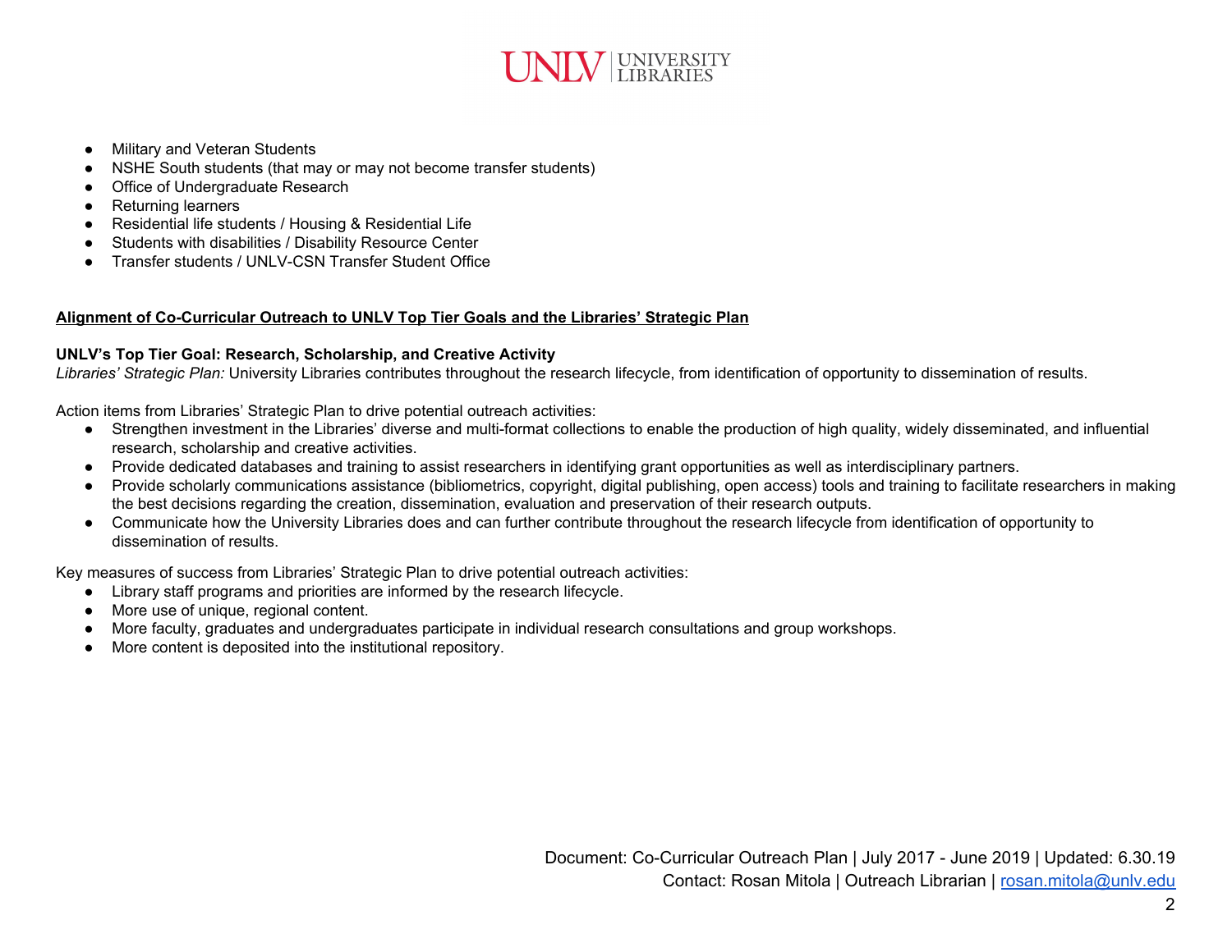- Military and Veteran Students
- NSHE South students (that may or may not become transfer students)
- Office of Undergraduate Research
- Returning learners
- Residential life students / Housing & Residential Life
- Students with disabilities / Disability Resource Center
- Transfer students / UNLV-CSN Transfer Student Office

## Alignment of Co-Curricular Outreach to UNLV Top Tier Goals and the Libraries' Strategic Plan

### UNLV's Top Tier Goal: Research, Scholarship, and Creative Activity

*Libraries' Strategic Plan:* University Libraries contributes throughout the research lifecycle, from identification of opportunity to dissemination of results.

Action items from Libraries' Strategic Plan to drive potential outreach activities:

- Strengthen investment in the Libraries' diverse and multi-format collections to enable the production of high quality, widely disseminated, and influential research, scholarship and creative activities.
- Provide dedicated databases and training to assist researchers in identifying grant opportunities as well as interdisciplinary partners.
- Provide scholarly communications assistance (bibliometrics, copyright, digital publishing, open access) tools and training to facilitate researchers in making the best decisions regarding the creation, dissemination, evaluation and preservation of their research outputs.
- Communicate how the University Libraries does and can further contribute throughout the research lifecycle from identification of opportunity to dissemination of results.

Key measures of success from Libraries' Strategic Plan to drive potential outreach activities:

- Library staff programs and priorities are informed by the research lifecycle.
- More use of unique, regional content.
- More faculty, graduates and undergraduates participate in individual research consultations and group workshops.
- More content is deposited into the institutional repository.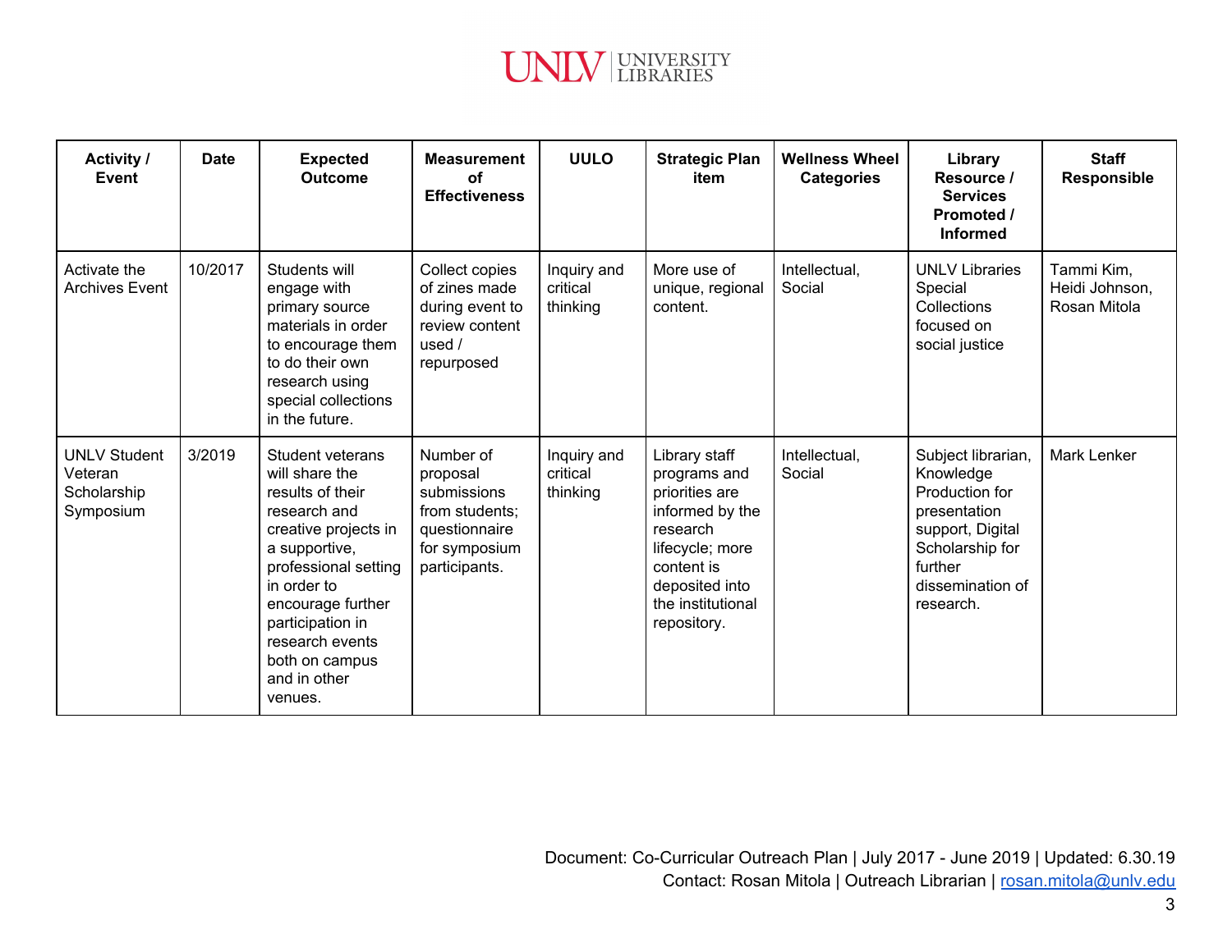| Activity / Event | Date | Expected Outcome | Measurement of Effectiveness | UULO | Strategic Plan item | Wellness Wheel Categories | Library Resource / Services Promoted / Informed | Staff Responsible |
|---|---|---|---|---|---|---|---|---|
| Activate the Archives Event | 10/2017 | Students will engage with primary source materials in order to encourage them to do their own research using special collections in the future. | Collect copies of zines made during event to review content used / repurposed | Inquiry and critical thinking | More use of unique, regional content. | Intellectual, Social | UNLV Libraries Special Collections focused on social justice | Tammi Kim, Heidi Johnson, Rosan Mitola |
| UNLV Student Veteran Scholarship Symposium | 3/2019 | Student veterans will share the results of their research and creative projects in a supportive, professional setting in order to encourage further participation in research events both on campus and in other venues. | Number of proposal submissions from students; questionnaire for symposium participants. | Inquiry and critical thinking | Library staff programs and priorities are informed by the research lifecycle; more content is deposited into the institutional repository. | Intellectual, Social | Subject librarian, Knowledge Production for presentation support, Digital Scholarship for further dissemination of research. | Mark Lenker |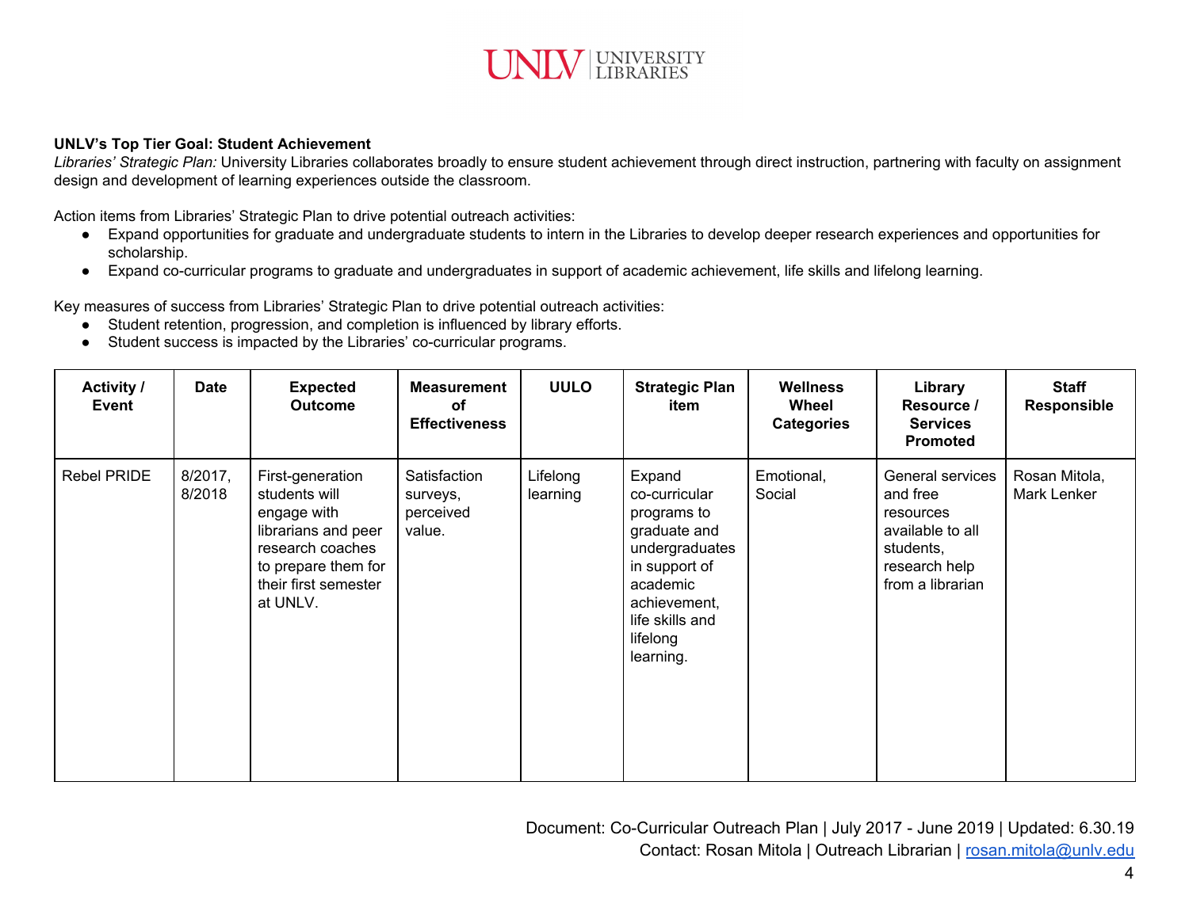**UNLV's Top Tier Goal: Student Achievement**

*Libraries' Strategic Plan:* University Libraries collaborates broadly to ensure student achievement through direct instruction, partnering with faculty on assignment design and development of learning experiences outside the classroom.

Action items from Libraries' Strategic Plan to drive potential outreach activities:

- Expand opportunities for graduate and undergraduate students to intern in the Libraries to develop deeper research experiences and opportunities for scholarship.
- Expand co-curricular programs to graduate and undergraduates in support of academic achievement, life skills and lifelong learning.

Key measures of success from Libraries' Strategic Plan to drive potential outreach activities:

- Student retention, progression, and completion is influenced by library efforts.
- Student success is impacted by the Libraries' co-curricular programs.

| Activity / Event | Date | Expected Outcome | Measurement of Effectiveness | UULO | Strategic Plan item | Wellness Wheel Categories | Library Resource / Services Promoted | Staff Responsible |
|---|---|---|---|---|---|---|---|---|
| Rebel PRIDE | 8/2017, 8/2018 | First-generation students will engage with librarians and peer research coaches to prepare them for their first semester at UNLV. | Satisfaction surveys, perceived value. | Lifelong learning | Expand co-curricular programs to graduate and undergraduates in support of academic achievement, life skills and lifelong learning. | Emotional, Social | General services and free resources available to all students, research help from a librarian | Rosan Mitola, Mark Lenker |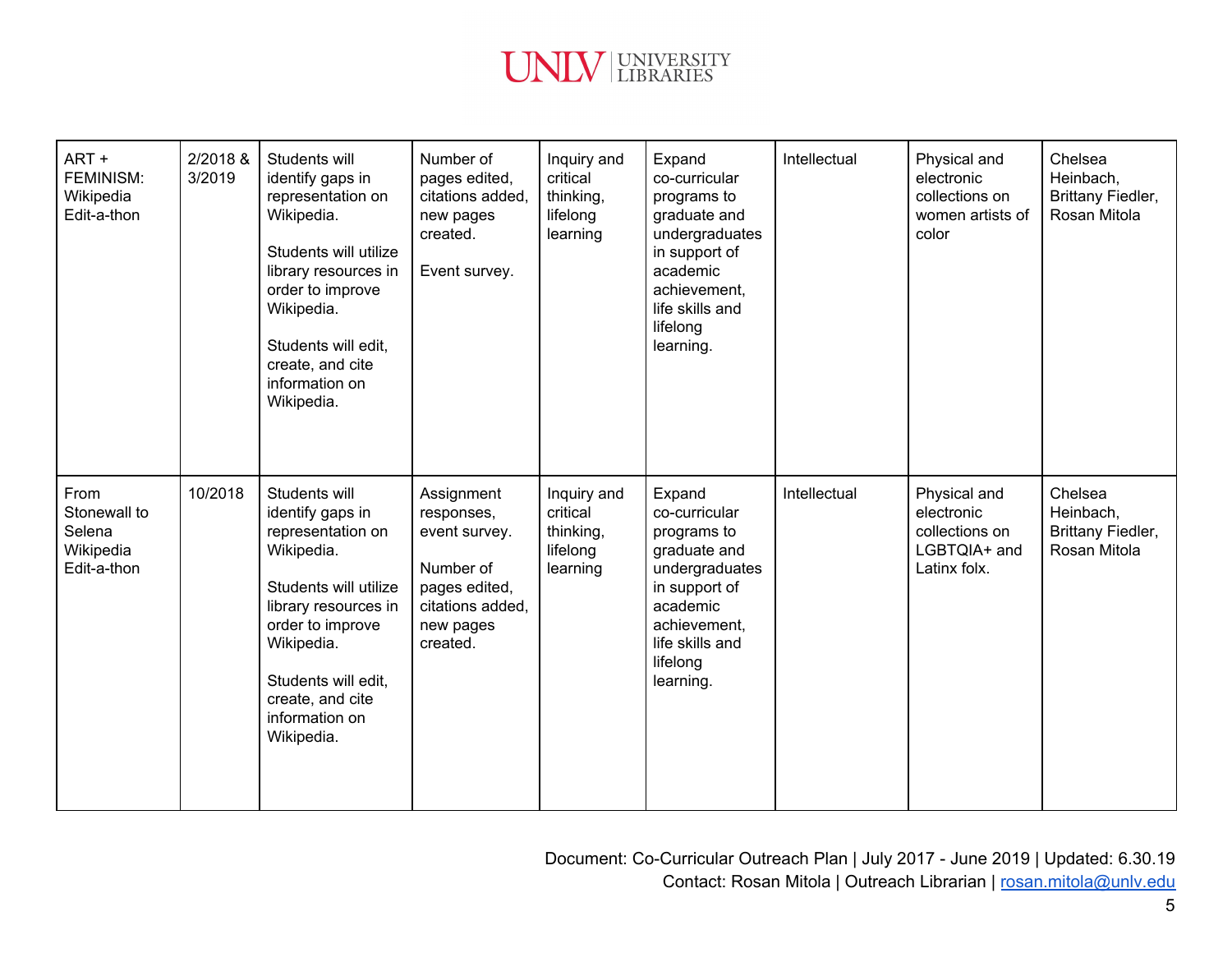| ART + FEMINISM: Wikipedia Edit-a-thon | 2/2018 & 3/2019 | Students will identify gaps in representation on Wikipedia.<br><br>Students will utilize library resources in order to improve Wikipedia.<br><br>Students will edit, create, and cite information on Wikipedia. | Number of pages edited, citations added, new pages created.<br><br>Event survey. | Inquiry and critical thinking, lifelong learning | Expand co-curricular programs to graduate and undergraduates in support of academic achievement, life skills and lifelong learning. | Intellectual | Physical and electronic collections on women artists of color | Chelsea Heinbach, Brittany Fiedler, Rosan Mitola |
|---|---|---|---|---|---|---|---|---|
| From Stonewall to Selena Wikipedia Edit-a-thon | 10/2018 | Students will identify gaps in representation on Wikipedia.<br><br>Students will utilize library resources in order to improve Wikipedia.<br><br>Students will edit, create, and cite information on Wikipedia. | Assignment responses, event survey.<br><br>Number of pages edited, citations added, new pages created. | Inquiry and critical thinking, lifelong learning | Expand co-curricular programs to graduate and undergraduates in support of academic achievement, life skills and lifelong learning. | Intellectual | Physical and electronic collections on LGBTQIA+ and Latinx folx. | Chelsea Heinbach, Brittany Fiedler, Rosan Mitola |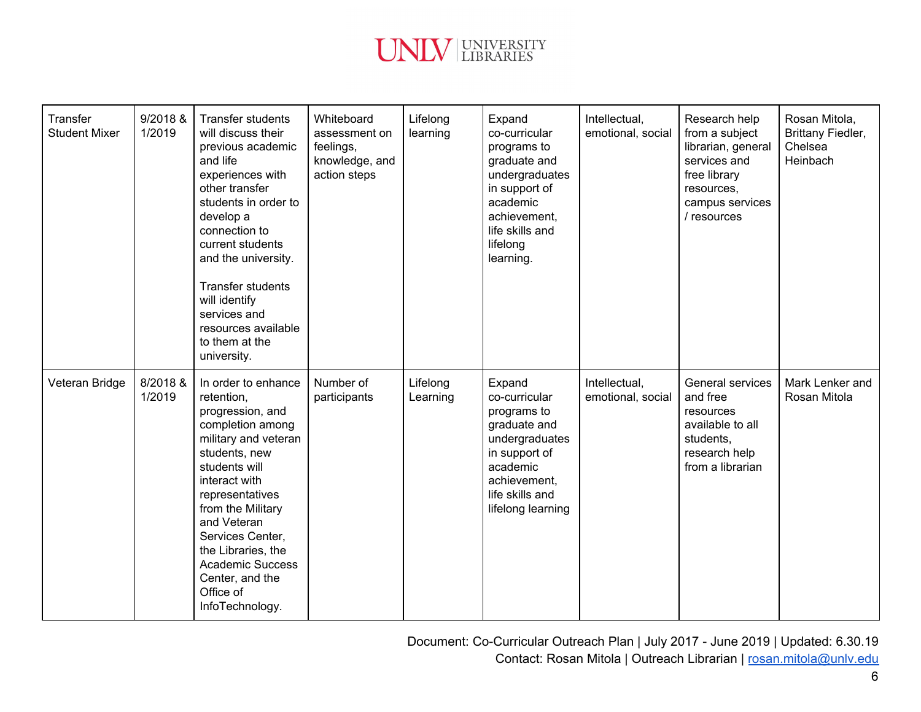| Transfer Student Mixer | 9/2018 & 1/2019 | Transfer students will discuss their previous academic and life experiences with other transfer students in order to develop a connection to current students and the university.<br><br>Transfer students will identify services and resources available to them at the university. | Whiteboard assessment on feelings, knowledge, and action steps | Lifelong learning | Expand co-curricular programs to graduate and undergraduates in support of academic achievement, life skills and lifelong learning. | Intellectual, emotional, social | Research help from a subject librarian, general services and free library resources, campus services / resources | Rosan Mitola, Brittany Fiedler, Chelsea Heinbach |
|---|---|---|---|---|---|---|---|---|
| Veteran Bridge | 8/2018 & 1/2019 | In order to enhance retention, progression, and completion among military and veteran students, new students will interact with representatives from the Military and Veteran Services Center, the Libraries, the Academic Success Center, and the Office of InfoTechnology. | Number of participants | Lifelong Learning | Expand co-curricular programs to graduate and undergraduates in support of academic achievement, life skills and lifelong learning | Intellectual, emotional, social | General services and free resources available to all students, research help from a librarian | Mark Lenker and Rosan Mitola |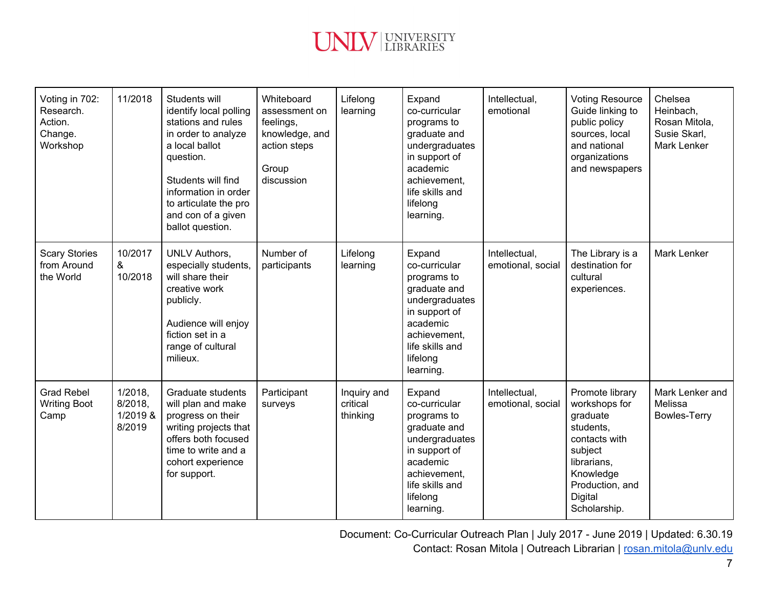| Voting in 702: Research. Action. Change. Workshop | 11/2018 | Students will identify local polling stations and rules in order to analyze a local ballot question.<br><br>Students will find information in order to articulate the pro and con of a given ballot question. | Whiteboard assessment on feelings, knowledge, and action steps<br><br>Group discussion | Lifelong learning | Expand co-curricular programs to graduate and undergraduates in support of academic achievement, life skills and lifelong learning. | Intellectual, emotional | Voting Resource Guide linking to public policy sources, local and national organizations and newspapers | Chelsea Heinbach, Rosan Mitola, Susie Skarl, Mark Lenker |
|---|---|---|---|---|---|---|---|---|
| Scary Stories from Around the World | 10/2017 & 10/2018 | UNLV Authors, especially students, will share their creative work publicly.<br><br>Audience will enjoy fiction set in a range of cultural milieux. | Number of participants | Lifelong learning | Expand co-curricular programs to graduate and undergraduates in support of academic achievement, life skills and lifelong learning. | Intellectual, emotional, social | The Library is a destination for cultural experiences. | Mark Lenker |
| Grad Rebel Writing Boot Camp | 1/2018, 8/2018, 1/2019 & 8/2019 | Graduate students will plan and make progress on their writing projects that offers both focused time to write and a cohort experience for support. | Participant surveys | Inquiry and critical thinking | Expand co-curricular programs to graduate and undergraduates in support of academic achievement, life skills and lifelong learning. | Intellectual, emotional, social | Promote library workshops for graduate students, contacts with subject librarians, Knowledge Production, and Digital Scholarship. | Mark Lenker and Melissa Bowles-Terry |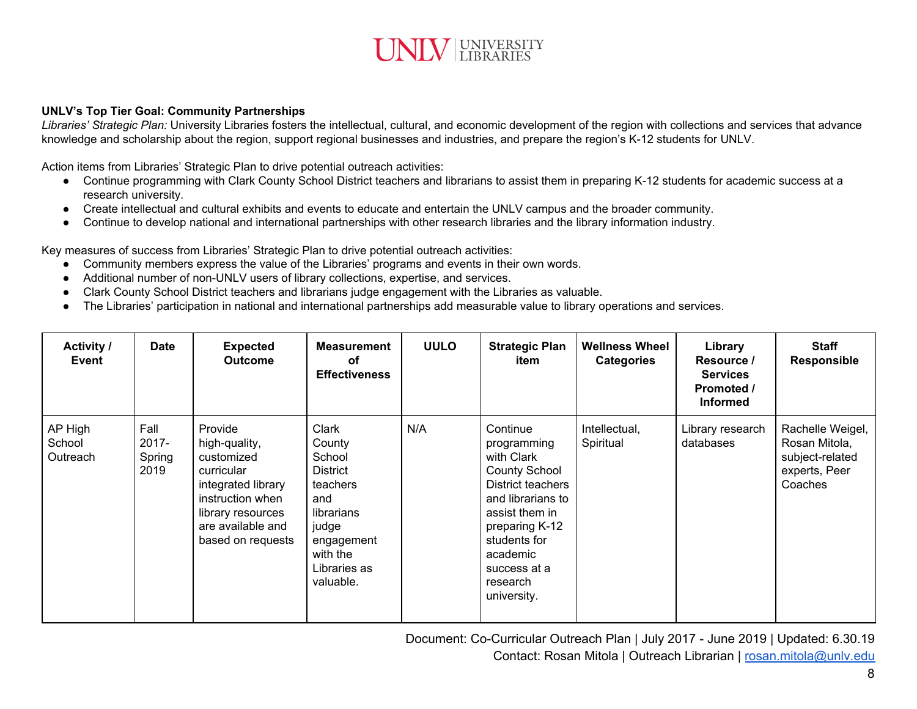**UNLV's Top Tier Goal: Community Partnerships**

*Libraries' Strategic Plan:* University Libraries fosters the intellectual, cultural, and economic development of the region with collections and services that advance knowledge and scholarship about the region, support regional businesses and industries, and prepare the region's K-12 students for UNLV.

Action items from Libraries' Strategic Plan to drive potential outreach activities:

- Continue programming with Clark County School District teachers and librarians to assist them in preparing K-12 students for academic success at a research university.
- Create intellectual and cultural exhibits and events to educate and entertain the UNLV campus and the broader community.
- Continue to develop national and international partnerships with other research libraries and the library information industry.

Key measures of success from Libraries' Strategic Plan to drive potential outreach activities:

- Community members express the value of the Libraries' programs and events in their own words.
- Additional number of non-UNLV users of library collections, expertise, and services.
- Clark County School District teachers and librarians judge engagement with the Libraries as valuable.
- The Libraries' participation in national and international partnerships add measurable value to library operations and services.

| Activity / Event | Date | Expected Outcome | Measurement of Effectiveness | UULO | Strategic Plan item | Wellness Wheel Categories | Library Resource / Services Promoted / Informed | Staff Responsible |
|---|---|---|---|---|---|---|---|---|
| AP High School Outreach | Fall 2017-Spring 2019 | Provide high-quality, customized curricular integrated library instruction when library resources are available and based on requests | Clark County School District teachers and librarians judge engagement with the Libraries as valuable. | N/A | Continue programming with Clark County School District teachers and librarians to assist them in preparing K-12 students for academic success at a research university. | Intellectual, Spiritual | Library research databases | Rachelle Weigel, Rosan Mitola, subject-related experts, Peer Coaches |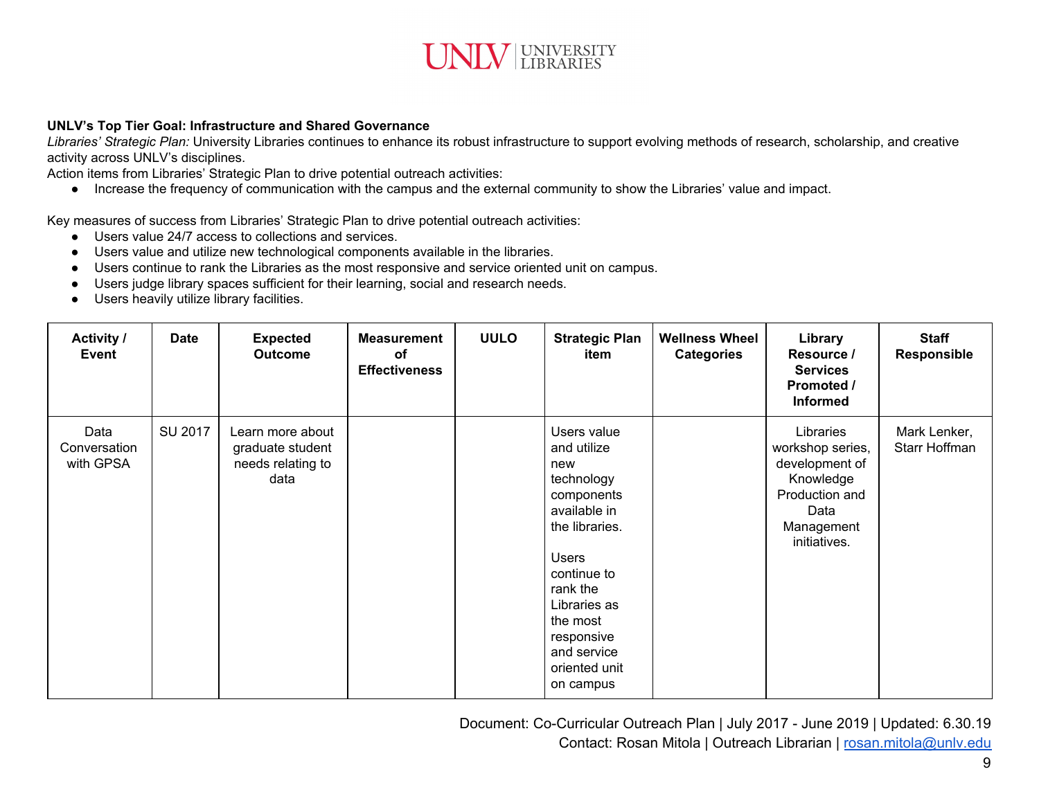**UNLV's Top Tier Goal: Infrastructure and Shared Governance**

*Libraries' Strategic Plan:* University Libraries continues to enhance its robust infrastructure to support evolving methods of research, scholarship, and creative activity across UNLV's disciplines.

Action items from Libraries' Strategic Plan to drive potential outreach activities:

- Increase the frequency of communication with the campus and the external community to show the Libraries' value and impact.

Key measures of success from Libraries' Strategic Plan to drive potential outreach activities:

- Users value 24/7 access to collections and services.
- Users value and utilize new technological components available in the libraries.
- Users continue to rank the Libraries as the most responsive and service oriented unit on campus.
- Users judge library spaces sufficient for their learning, social and research needs.
- Users heavily utilize library facilities.

| Activity / Event | Date | Expected Outcome | Measurement of Effectiveness | UULO | Strategic Plan item | Wellness Wheel Categories | Library Resource / Services Promoted / Informed | Staff Responsible |
|---|---|---|---|---|---|---|---|---|
| Data Conversation with GPSA | SU 2017 | Learn more about graduate student needs relating to data | | | Users value and utilize new technology components available in the libraries.<br><br>Users continue to rank the Libraries as the most responsive and service oriented unit on campus | | Libraries workshop series, development of Knowledge Production and Data Management initiatives. | Mark Lenker, Starr Hoffman |

Document: Co-Curricular Outreach Plan | July 2017 - June 2019 | Updated: 6.30.19

Contact: Rosan Mitola | Outreach Librarian | rosan.mitola@unlv.edu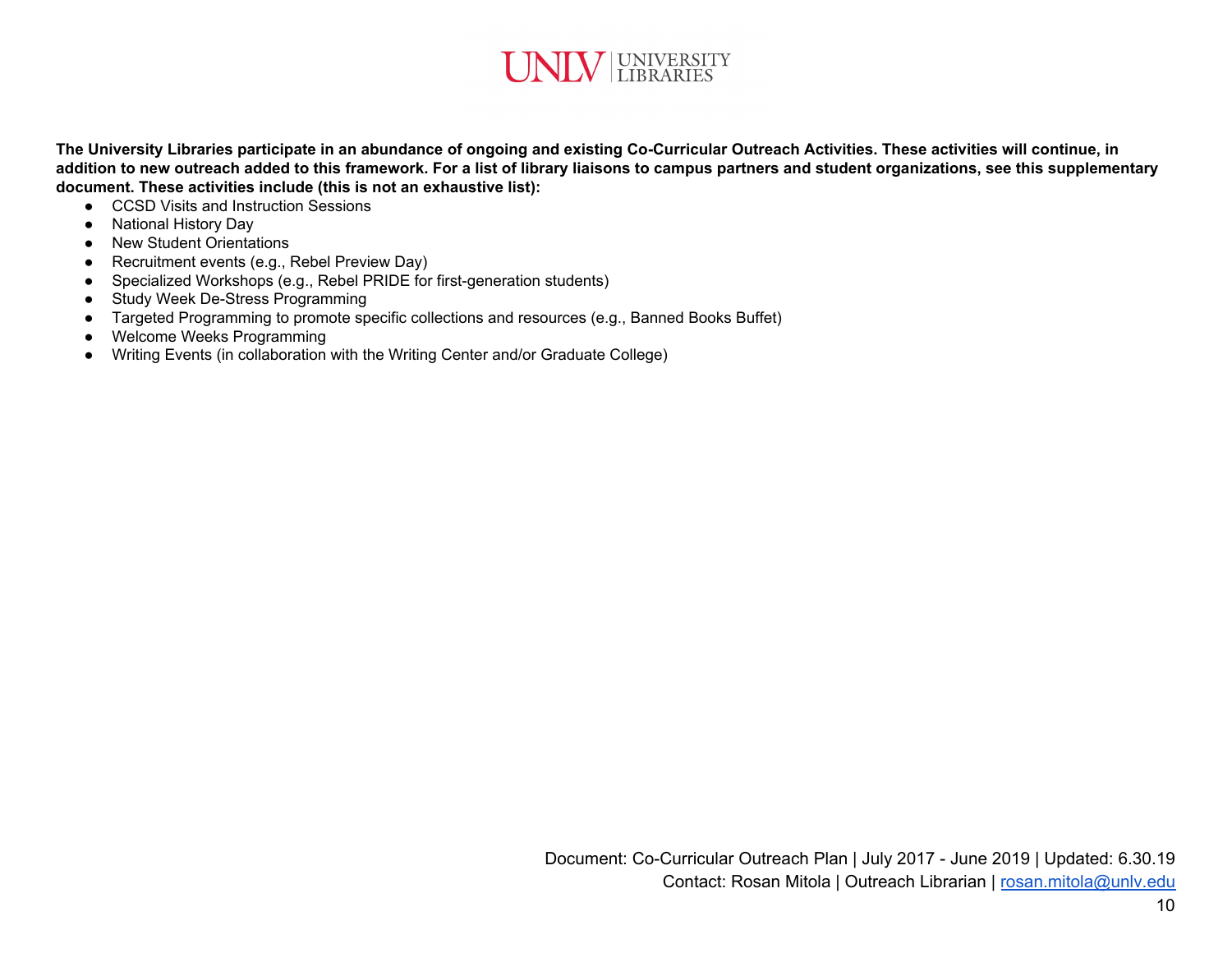**The University Libraries participate in an abundance of ongoing and existing Co-Curricular Outreach Activities. These activities will continue, in addition to new outreach added to this framework. For a list of library liaisons to campus partners and student organizations, see this supplementary document. These activities include (this is not an exhaustive list):**

- CCSD Visits and Instruction Sessions
- National History Day
- New Student Orientations
- Recruitment events (e.g., Rebel Preview Day)
- Specialized Workshops (e.g., Rebel PRIDE for first-generation students)
- Study Week De-Stress Programming
- Targeted Programming to promote specific collections and resources (e.g., Banned Books Buffet)
- Welcome Weeks Programming
- Writing Events (in collaboration with the Writing Center and/or Graduate College)